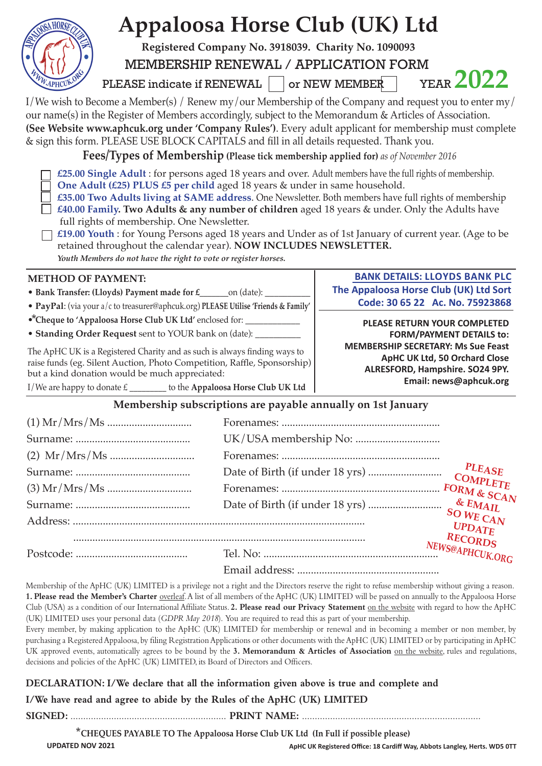# Appaloosa Horse Club (UK) Ltd

**Registered Company No. 3918039. Charity No. 1090093**

## MEMBERSHIP RENEWAL / APPLICATION FORM

PLEASE indicate if RENEWAL ☐ or NEW MEMBER ☐ YEAR **2022**

I/We wish to Become a Member(s) / Renew my/our Membership of the Company and request you to enter my/our name(s) in the Register of Members accordingly, subject to the Memorandum & Articles of Association. **(See Website www.aphcuk.org under 'Company Rules')**. Every adult applicant for membership must complete & sign this form. PLEASE USE BLOCK CAPITALS and fill in all details requested. Thank you.

### Fees/Types of Membership (Please tick membership applied for) *as of November 2016*

- ☐ **£25.00 Single Adult** : for persons aged 18 years and over. Adult members have the full rights of membership.
- ☐ **One Adult (£25) PLUS £5 per child** aged 18 years & under in same household.
- ☐ **£35.00 Two Adults living at SAME address**. One Newsletter. Both members have full rights of membership
- ☐ **£40.00 Family. Two Adults & any number of children** aged 18 years & under. Only the Adults have full rights of membership. One Newsletter.
- ☐ **£19.00 Youth** : for Young Persons aged 18 years and Under as of 1st January of current year. (Age to be retained throughout the calendar year). **NOW INCLUDES NEWSLETTER.**

*Youth Members do not have the right to vote or register horses.*

**METHOD OF PAYMENT:**

- **Bank Transfer: (Lloyds) Payment made for £**______on (date): __________
- **PayPal**: (via your a/c to treasurer@aphcuk.org) **PLEASE Utilise 'Friends & Family'**
- ***Cheque to 'Appaloosa Horse Club UK Ltd'** enclosed for: ____________
- **Standing Order Request** sent to YOUR bank on (date): __________

The ApHC UK is a Registered Charity and as such is always finding ways to raise funds (eg. Silent Auction, Photo Competition, Raffle, Sponsorship) but a kind donation would be much appreciated:

I/We are happy to donate £ ________ to the **Appaloosa Horse Club UK Ltd**

**BANK DETAILS: LLOYDS BANK PLC**
**The Appaloosa Horse Club (UK) Ltd Sort Code: 30 65 22 Ac. No. 75923868**

**PLEASE RETURN YOUR COMPLETED FORM/PAYMENT DETAILS to:**
**MEMBERSHIP SECRETARY: Ms Sue Feast**
**ApHC UK Ltd, 50 Orchard Close**
**ALRESFORD, Hampshire. SO24 9PY.**
**Email: news@aphcuk.org**

### Membership subscriptions are payable annually on 1st January

(1) Mr/Mrs/Ms .............................. Forenames: .........................................................

Surname: .......................................... UK/USA membership No: ..............................

(2) Mr/Mrs/Ms .............................. Forenames: .........................................................

Surname: .......................................... Date of Birth (if under 18 yrs) ..........................

(3) Mr/Mrs/Ms .............................. Forenames: .........................................................

Surname: .......................................... Date of Birth (if under 18 yrs) ..........................

Address: .........................................................................................................

.........................................................................................................

Postcode: ......................................... Tel. No: ...............................................................

Email address: ...................................................

PLEASE COMPLETE FORM & SCAN & EMAIL SO WE CAN UPDATE RECORDS NEWS@APHCUK.ORG

Membership of the ApHC (UK) LIMITED is a privilege not a right and the Directors reserve the right to refuse membership without giving a reason. **1. Please read the Member's Charter** overleaf. A list of all members of the ApHC (UK) LIMITED will be passed on annually to the Appaloosa Horse Club (USA) as a condition of our International Affiliate Status. **2. Please read our Privacy Statement** on the website with regard to how the ApHC (UK) LIMITED uses your personal data (*GDPR May 2018*). You are required to read this as part of your membership.

Every member, by making application to the ApHC (UK) LIMITED for membership or renewal and in becoming a member or non member, by purchasing a Registered Appaloosa, by filing Registration Applications or other documents with the ApHC (UK) LIMITED or by participating in ApHC UK approved events, automatically agrees to be bound by the **3. Memorandum & Articles of Association** on the website, rules and regulations, decisions and policies of the ApHC (UK) LIMITED, its Board of Directors and Officers.

**DECLARATION: I/We declare that all the information given above is true and complete and I/We have read and agree to abide by the Rules of the ApHC (UK) LIMITED**

**SIGNED:** ........................................................... **PRINT NAME:** ....................................................................

***CHEQUES PAYABLE TO The Appaloosa Horse Club UK Ltd (In Full if possible please)**

**UPDATED NOV 2021**

**ApHC UK Registered Office: 18 Cardiff Way, Abbots Langley, Herts. WD5 0TT**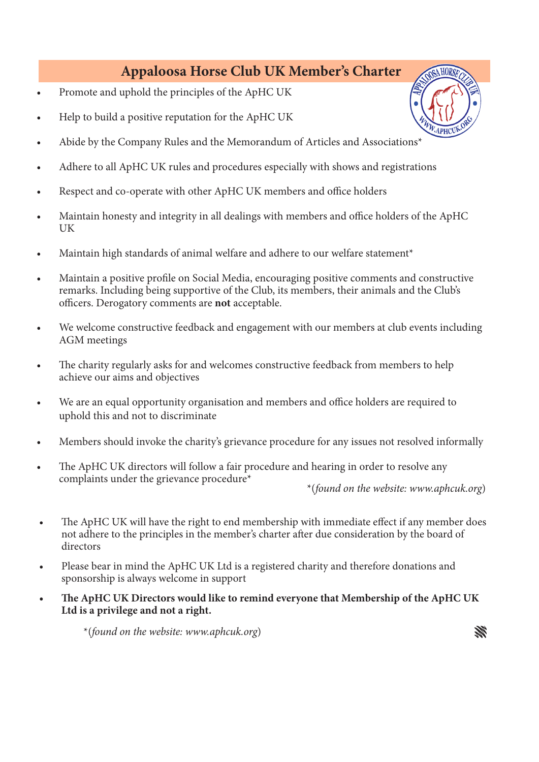## Appaloosa Horse Club UK Member's Charter

- Promote and uphold the principles of the ApHC UK
- Help to build a positive reputation for the ApHC UK
- Abide by the Company Rules and the Memorandum of Articles and Associations*
- Adhere to all ApHC UK rules and procedures especially with shows and registrations
- Respect and co-operate with other ApHC UK members and office holders
- Maintain honesty and integrity in all dealings with members and office holders of the ApHC UK
- Maintain high standards of animal welfare and adhere to our welfare statement*
- Maintain a positive profile on Social Media, encouraging positive comments and constructive remarks. Including being supportive of the Club, its members, their animals and the Club's officers. Derogatory comments are **not** acceptable.
- We welcome constructive feedback and engagement with our members at club events including AGM meetings
- The charity regularly asks for and welcomes constructive feedback from members to help achieve our aims and objectives
- We are an equal opportunity organisation and members and office holders are required to uphold this and not to discriminate
- Members should invoke the charity's grievance procedure for any issues not resolved informally
- The ApHC UK directors will follow a fair procedure and hearing in order to resolve any complaints under the grievance procedure*

*(*found on the website: www.aphcuk.org*)

- The ApHC UK will have the right to end membership with immediate effect if any member does not adhere to the principles in the member's charter after due consideration by the board of directors
- Please bear in mind the ApHC UK Ltd is a registered charity and therefore donations and sponsorship is always welcome in support
- **The ApHC UK Directors would like to remind everyone that Membership of the ApHC UK Ltd is a privilege and not a right.**

*(*found on the website: www.aphcuk.org*)